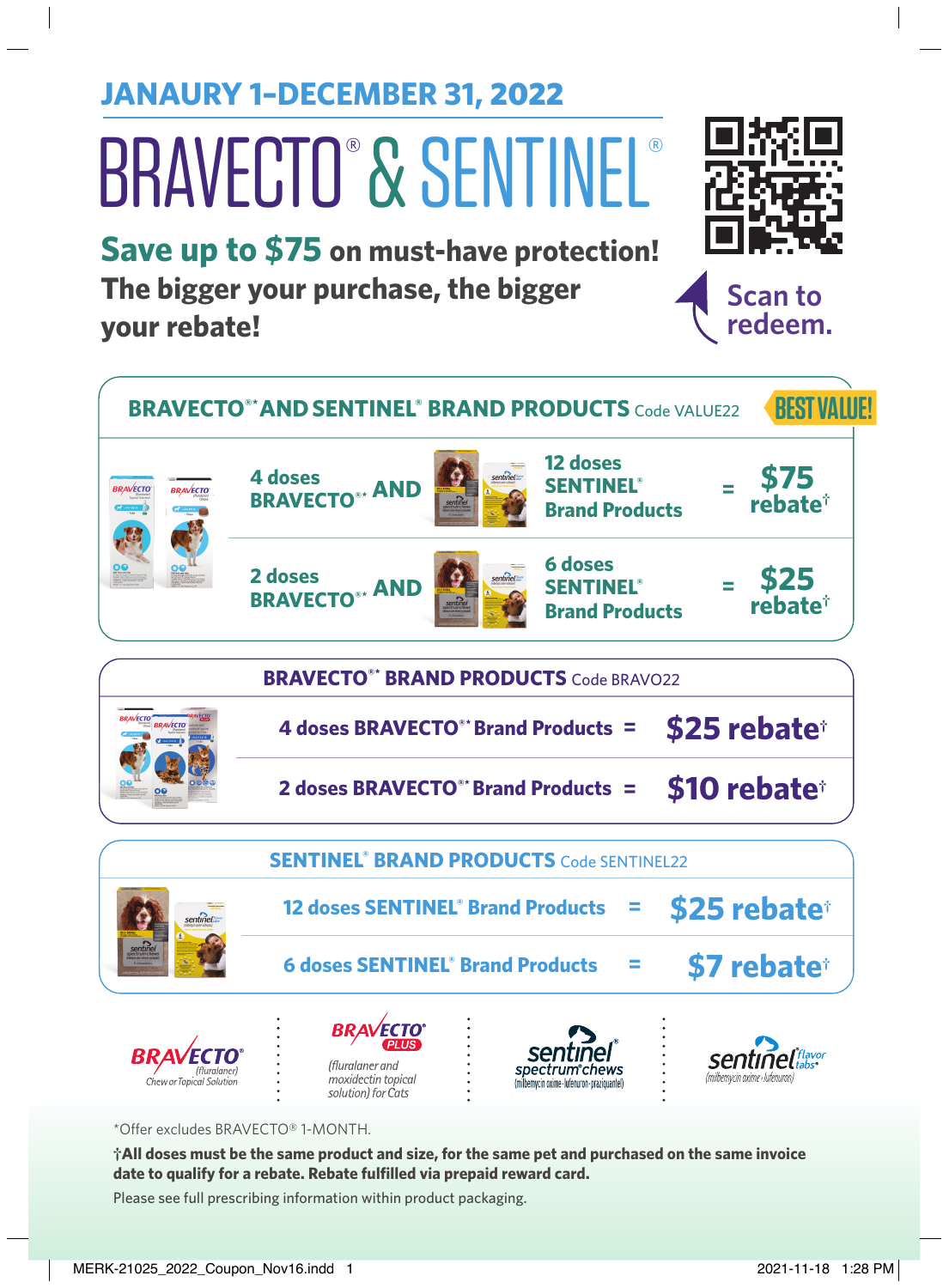JANAURY 1–DECEMBER 31, 2022

# BRAVECTO® & SENTINEL®

**Save up to $75 on must-have protection!**
**The bigger your purchase, the bigger your rebate!**

Scan to redeem.

## BRAVECTO®* AND SENTINEL® BRAND PRODUCTS Code VALUE22

BEST VALUE!

| | | | |
|---|---|---|---|
| 4 doses BRAVECTO®* AND | 12 doses SENTINEL® Brand Products | = | $75 rebate† |
| 2 doses BRAVECTO®* AND | 6 doses SENTINEL® Brand Products | = | $25 rebate† |

## BRAVECTO®* BRAND PRODUCTS Code BRAVO22

| | | |
|---|---|---|
| 4 doses BRAVECTO®* Brand Products | = | $25 rebate† |
| 2 doses BRAVECTO®* Brand Products | = | $10 rebate† |

## SENTINEL® BRAND PRODUCTS Code SENTINEL22

| | | |
|---|---|---|
| 12 doses SENTINEL® Brand Products | = | $25 rebate† |
| 6 doses SENTINEL® Brand Products | = | $7 rebate† |

BRAVECTO® (fluralaner) Chew or Topical Solution

BRAVECTO® PLUS (fluralaner and moxidectin topical solution) for Cats

sentinel® spectrum® chews (milbemycin oxime • lufenuron • praziquantel)

sentinel® flavor tabs® (milbemycin oxime • lufenuron)

*Offer excludes BRAVECTO® 1-MONTH.

**†All doses must be the same product and size, for the same pet and purchased on the same invoice date to qualify for a rebate. Rebate fulfilled via prepaid reward card.**

Please see full prescribing information within product packaging.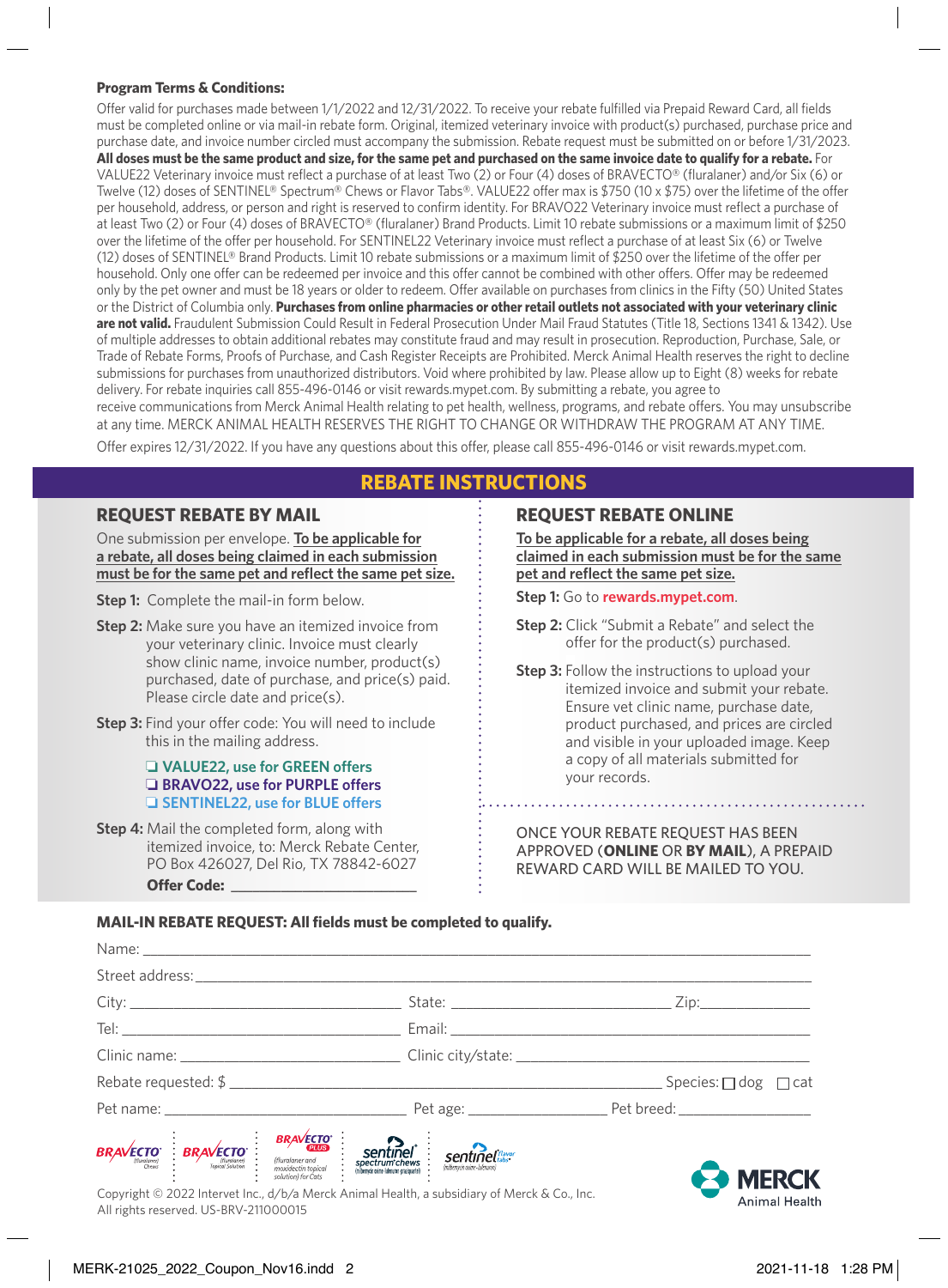**Program Terms & Conditions:**

Offer valid for purchases made between 1/1/2022 and 12/31/2022. To receive your rebate fulfilled via Prepaid Reward Card, all fields must be completed online or via mail-in rebate form. Original, itemized veterinary invoice with product(s) purchased, purchase price and purchase date, and invoice number circled must accompany the submission. Rebate request must be submitted on or before 1/31/2023. **All doses must be the same product and size, for the same pet and purchased on the same invoice date to qualify for a rebate.** For VALUE22 Veterinary invoice must reflect a purchase of at least Two (2) or Four (4) doses of BRAVECTO® (fluralaner) and/or Six (6) or Twelve (12) doses of SENTINEL® Spectrum® Chews or Flavor Tabs®. VALUE22 offer max is $750 (10 x $75) over the lifetime of the offer per household, address, or person and right is reserved to confirm identity. For BRAVO22 Veterinary invoice must reflect a purchase of at least Two (2) or Four (4) doses of BRAVECTO® (fluralaner) Brand Products. Limit 10 rebate submissions or a maximum limit of $250 over the lifetime of the offer per household. For SENTINEL22 Veterinary invoice must reflect a purchase of at least Six (6) or Twelve (12) doses of SENTINEL® Brand Products. Limit 10 rebate submissions or a maximum limit of $250 over the lifetime of the offer per household. Only one offer can be redeemed per invoice and this offer cannot be combined with other offers. Offer may be redeemed only by the pet owner and must be 18 years or older to redeem. Offer available on purchases from clinics in the Fifty (50) United States or the District of Columbia only. **Purchases from online pharmacies or other retail outlets not associated with your veterinary clinic are not valid.** Fraudulent Submission Could Result in Federal Prosecution Under Mail Fraud Statutes (Title 18, Sections 1341 & 1342). Use of multiple addresses to obtain additional rebates may constitute fraud and may result in prosecution. Reproduction, Purchase, Sale, or Trade of Rebate Forms, Proofs of Purchase, and Cash Register Receipts are Prohibited. Merck Animal Health reserves the right to decline submissions for purchases from unauthorized distributors. Void where prohibited by law. Please allow up to Eight (8) weeks for rebate delivery. For rebate inquiries call 855-496-0146 or visit rewards.mypet.com. By submitting a rebate, you agree to receive communications from Merck Animal Health relating to pet health, wellness, programs, and rebate offers. You may unsubscribe at any time. MERCK ANIMAL HEALTH RESERVES THE RIGHT TO CHANGE OR WITHDRAW THE PROGRAM AT ANY TIME.

Offer expires 12/31/2022. If you have any questions about this offer, please call 855-496-0146 or visit rewards.mypet.com.

## REBATE INSTRUCTIONS

### REQUEST REBATE BY MAIL

One submission per envelope. To be applicable for a rebate, all doses being claimed in each submission must be for the same pet and reflect the same pet size.

**Step 1:** Complete the mail-in form below.

**Step 2:** Make sure you have an itemized invoice from your veterinary clinic. Invoice must clearly show clinic name, invoice number, product(s) purchased, date of purchase, and price(s) paid. Please circle date and price(s).

**Step 3:** Find your offer code: You will need to include this in the mailing address.

- ❑ **VALUE22, use for GREEN offers**
- ❑ **BRAVO22, use for PURPLE offers**
- ❑ **SENTINEL22, use for BLUE offers**

**Step 4:** Mail the completed form, along with itemized invoice, to: Merck Rebate Center, PO Box 426027, Del Rio, TX 78842-6027

**Offer Code:** ______________________

### REQUEST REBATE ONLINE

To be applicable for a rebate, all doses being claimed in each submission must be for the same pet and reflect the same pet size.

**Step 1:** Go to **rewards.mypet.com**.

**Step 2:** Click "Submit a Rebate" and select the offer for the product(s) purchased.

**Step 3:** Follow the instructions to upload your itemized invoice and submit your rebate. Ensure vet clinic name, purchase date, product purchased, and prices are circled and visible in your uploaded image. Keep a copy of all materials submitted for your records.

ONCE YOUR REBATE REQUEST HAS BEEN APPROVED (**ONLINE** OR **BY MAIL**), A PREPAID REWARD CARD WILL BE MAILED TO YOU.

**MAIL-IN REBATE REQUEST: All fields must be completed to qualify.**

Name: ______________________________________________

Street address: ______________________________________________

City: ____________________ State: ____________________ Zip: ____________

Tel: ____________________ Email: ______________________________

Clinic name: ____________________ Clinic city/state: ______________________________

Rebate requested: $ ______________________________ Species: ☐ dog ☐ cat

Pet name: ____________________ Pet age: ____________ Pet breed: ____________

BRAVECTO (fluralaner) Chews | BRAVECTO (fluralaner) Topical Solution | BRAVECTO PLUS (fluralaner and moxidectin topical solution) for Cats | sentinel spectrum chews | sentinel flavor tabs

MERCK Animal Health

Copyright © 2022 Intervet Inc., d/b/a Merck Animal Health, a subsidiary of Merck & Co., Inc. All rights reserved. US-BRV-211000015